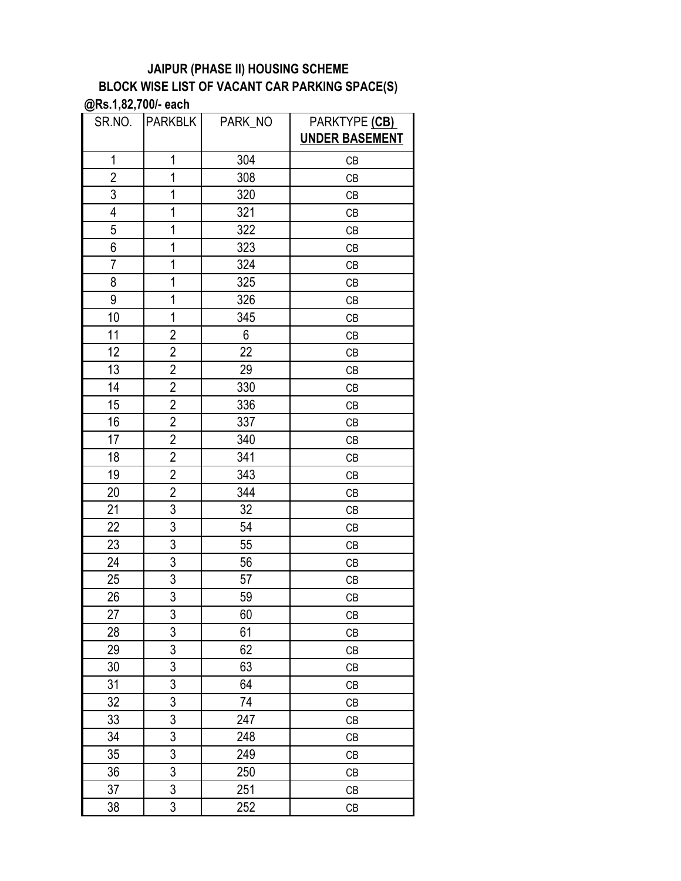**JAIPUR (PHASE II) HOUSING SCHEME**

**BLOCK WISE LIST OF VACANT CAR PARKING SPACE(S)**

**@Rs.1,82,700/- each**

| SR.NO. | PARKBLK | PARK_NO | PARKTYPE **(CB) UNDER BASEMENT** |
|---|---|---|---|
| 1 | 1 | 304 | CB |
| 2 | 1 | 308 | CB |
| 3 | 1 | 320 | CB |
| 4 | 1 | 321 | CB |
| 5 | 1 | 322 | CB |
| 6 | 1 | 323 | CB |
| 7 | 1 | 324 | CB |
| 8 | 1 | 325 | CB |
| 9 | 1 | 326 | CB |
| 10 | 1 | 345 | CB |
| 11 | 2 | 6 | CB |
| 12 | 2 | 22 | CB |
| 13 | 2 | 29 | CB |
| 14 | 2 | 330 | CB |
| 15 | 2 | 336 | CB |
| 16 | 2 | 337 | CB |
| 17 | 2 | 340 | CB |
| 18 | 2 | 341 | CB |
| 19 | 2 | 343 | CB |
| 20 | 2 | 344 | CB |
| 21 | 3 | 32 | CB |
| 22 | 3 | 54 | CB |
| 23 | 3 | 55 | CB |
| 24 | 3 | 56 | CB |
| 25 | 3 | 57 | CB |
| 26 | 3 | 59 | CB |
| 27 | 3 | 60 | CB |
| 28 | 3 | 61 | CB |
| 29 | 3 | 62 | CB |
| 30 | 3 | 63 | CB |
| 31 | 3 | 64 | CB |
| 32 | 3 | 74 | CB |
| 33 | 3 | 247 | CB |
| 34 | 3 | 248 | CB |
| 35 | 3 | 249 | CB |
| 36 | 3 | 250 | CB |
| 37 | 3 | 251 | CB |
| 38 | 3 | 252 | CB |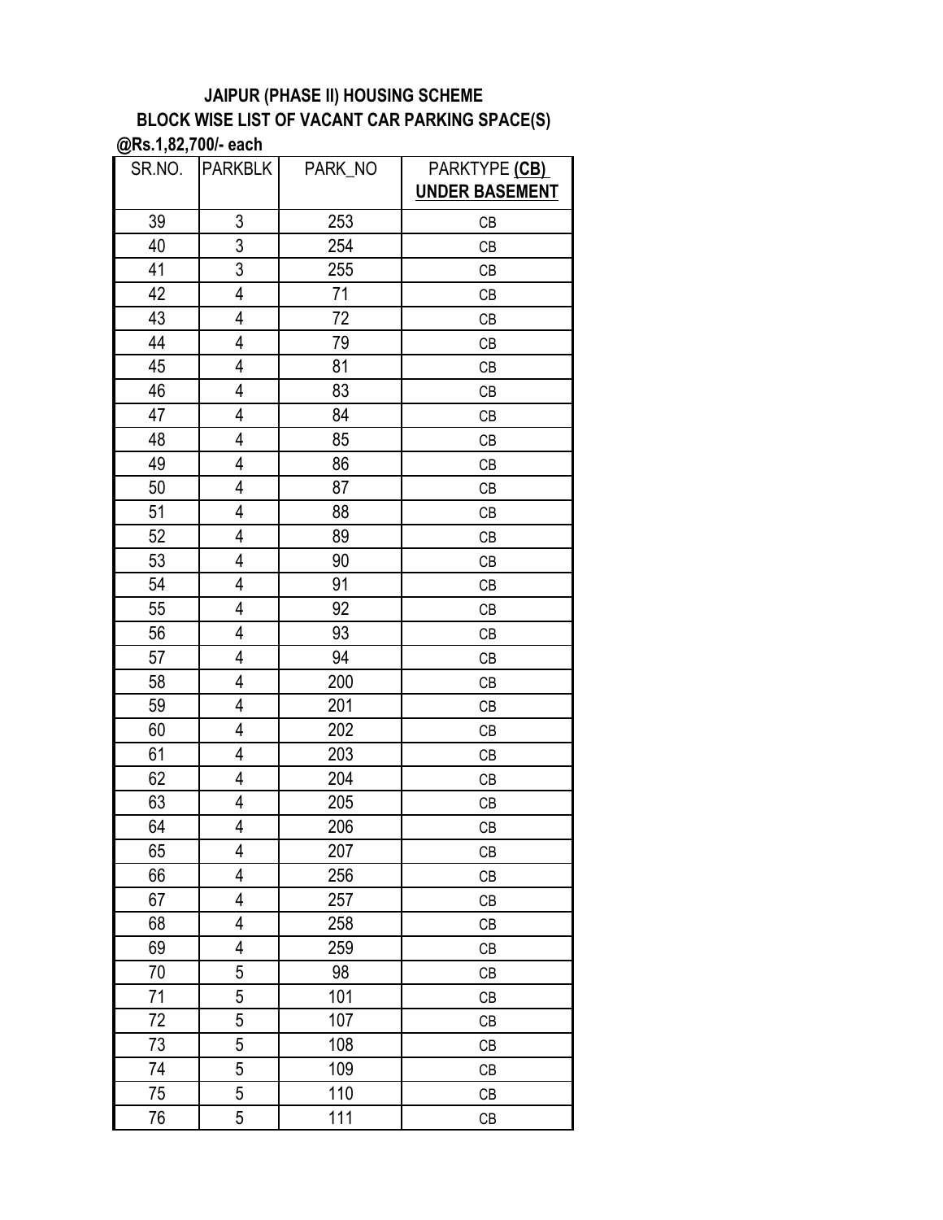**JAIPUR (PHASE II) HOUSING SCHEME**
**BLOCK WISE LIST OF VACANT CAR PARKING SPACE(S)**
**@Rs.1,82,700/- each**

| SR.NO. | PARKBLK | PARK_NO | PARKTYPE **(CB) UNDER BASEMENT** |
|---|---|---|---|
| 39 | 3 | 253 | CB |
| 40 | 3 | 254 | CB |
| 41 | 3 | 255 | CB |
| 42 | 4 | 71 | CB |
| 43 | 4 | 72 | CB |
| 44 | 4 | 79 | CB |
| 45 | 4 | 81 | CB |
| 46 | 4 | 83 | CB |
| 47 | 4 | 84 | CB |
| 48 | 4 | 85 | CB |
| 49 | 4 | 86 | CB |
| 50 | 4 | 87 | CB |
| 51 | 4 | 88 | CB |
| 52 | 4 | 89 | CB |
| 53 | 4 | 90 | CB |
| 54 | 4 | 91 | CB |
| 55 | 4 | 92 | CB |
| 56 | 4 | 93 | CB |
| 57 | 4 | 94 | CB |
| 58 | 4 | 200 | CB |
| 59 | 4 | 201 | CB |
| 60 | 4 | 202 | CB |
| 61 | 4 | 203 | CB |
| 62 | 4 | 204 | CB |
| 63 | 4 | 205 | CB |
| 64 | 4 | 206 | CB |
| 65 | 4 | 207 | CB |
| 66 | 4 | 256 | CB |
| 67 | 4 | 257 | CB |
| 68 | 4 | 258 | CB |
| 69 | 4 | 259 | CB |
| 70 | 5 | 98 | CB |
| 71 | 5 | 101 | CB |
| 72 | 5 | 107 | CB |
| 73 | 5 | 108 | CB |
| 74 | 5 | 109 | CB |
| 75 | 5 | 110 | CB |
| 76 | 5 | 111 | CB |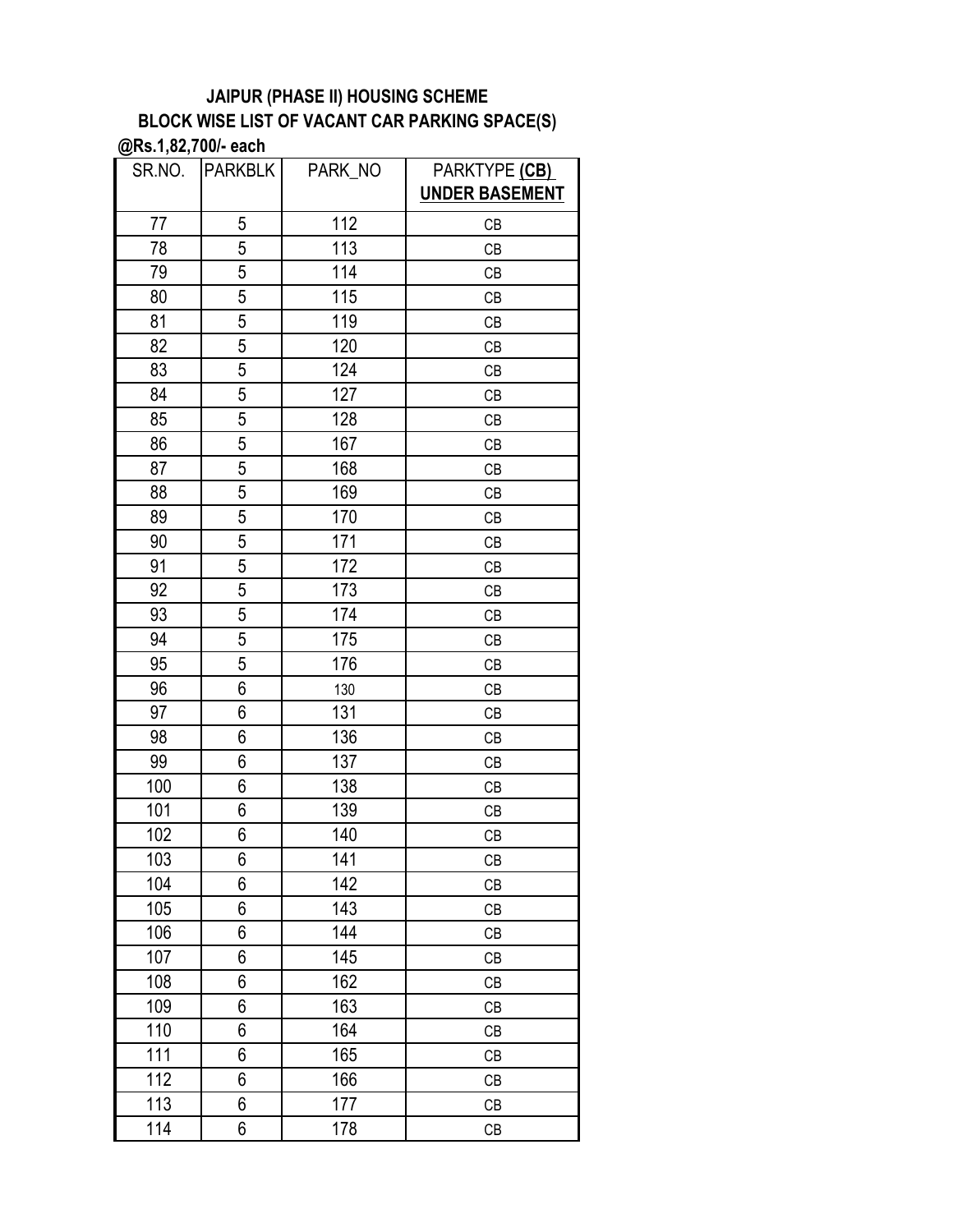**JAIPUR (PHASE II) HOUSING SCHEME**

**BLOCK WISE LIST OF VACANT CAR PARKING SPACE(S)**

**@Rs.1,82,700/- each**

| SR.NO. | PARKBLK | PARK_NO | PARKTYPE **(CB) UNDER BASEMENT** |
|---|---|---|---|
| 77 | 5 | 112 | CB |
| 78 | 5 | 113 | CB |
| 79 | 5 | 114 | CB |
| 80 | 5 | 115 | CB |
| 81 | 5 | 119 | CB |
| 82 | 5 | 120 | CB |
| 83 | 5 | 124 | CB |
| 84 | 5 | 127 | CB |
| 85 | 5 | 128 | CB |
| 86 | 5 | 167 | CB |
| 87 | 5 | 168 | CB |
| 88 | 5 | 169 | CB |
| 89 | 5 | 170 | CB |
| 90 | 5 | 171 | CB |
| 91 | 5 | 172 | CB |
| 92 | 5 | 173 | CB |
| 93 | 5 | 174 | CB |
| 94 | 5 | 175 | CB |
| 95 | 5 | 176 | CB |
| 96 | 6 | 130 | CB |
| 97 | 6 | 131 | CB |
| 98 | 6 | 136 | CB |
| 99 | 6 | 137 | CB |
| 100 | 6 | 138 | CB |
| 101 | 6 | 139 | CB |
| 102 | 6 | 140 | CB |
| 103 | 6 | 141 | CB |
| 104 | 6 | 142 | CB |
| 105 | 6 | 143 | CB |
| 106 | 6 | 144 | CB |
| 107 | 6 | 145 | CB |
| 108 | 6 | 162 | CB |
| 109 | 6 | 163 | CB |
| 110 | 6 | 164 | CB |
| 111 | 6 | 165 | CB |
| 112 | 6 | 166 | CB |
| 113 | 6 | 177 | CB |
| 114 | 6 | 178 | CB |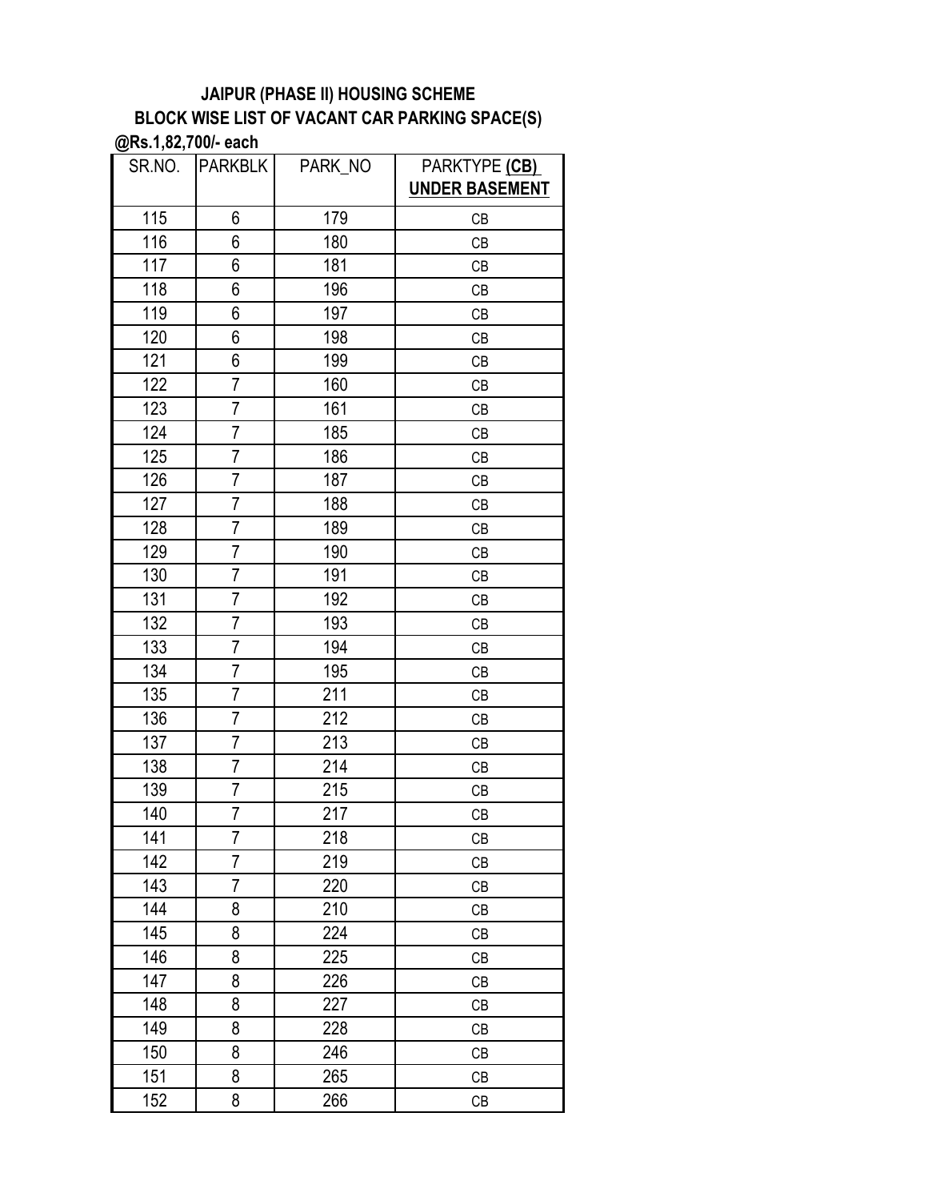**JAIPUR (PHASE II) HOUSING SCHEME**

**BLOCK WISE LIST OF VACANT CAR PARKING SPACE(S)**

**@Rs.1,82,700/- each**

| SR.NO. | PARKBLK | PARK_NO | PARKTYPE **(CB) UNDER BASEMENT** |
|---|---|---|---|
| 115 | 6 | 179 | CB |
| 116 | 6 | 180 | CB |
| 117 | 6 | 181 | CB |
| 118 | 6 | 196 | CB |
| 119 | 6 | 197 | CB |
| 120 | 6 | 198 | CB |
| 121 | 6 | 199 | CB |
| 122 | 7 | 160 | CB |
| 123 | 7 | 161 | CB |
| 124 | 7 | 185 | CB |
| 125 | 7 | 186 | CB |
| 126 | 7 | 187 | CB |
| 127 | 7 | 188 | CB |
| 128 | 7 | 189 | CB |
| 129 | 7 | 190 | CB |
| 130 | 7 | 191 | CB |
| 131 | 7 | 192 | CB |
| 132 | 7 | 193 | CB |
| 133 | 7 | 194 | CB |
| 134 | 7 | 195 | CB |
| 135 | 7 | 211 | CB |
| 136 | 7 | 212 | CB |
| 137 | 7 | 213 | CB |
| 138 | 7 | 214 | CB |
| 139 | 7 | 215 | CB |
| 140 | 7 | 217 | CB |
| 141 | 7 | 218 | CB |
| 142 | 7 | 219 | CB |
| 143 | 7 | 220 | CB |
| 144 | 8 | 210 | CB |
| 145 | 8 | 224 | CB |
| 146 | 8 | 225 | CB |
| 147 | 8 | 226 | CB |
| 148 | 8 | 227 | CB |
| 149 | 8 | 228 | CB |
| 150 | 8 | 246 | CB |
| 151 | 8 | 265 | CB |
| 152 | 8 | 266 | CB |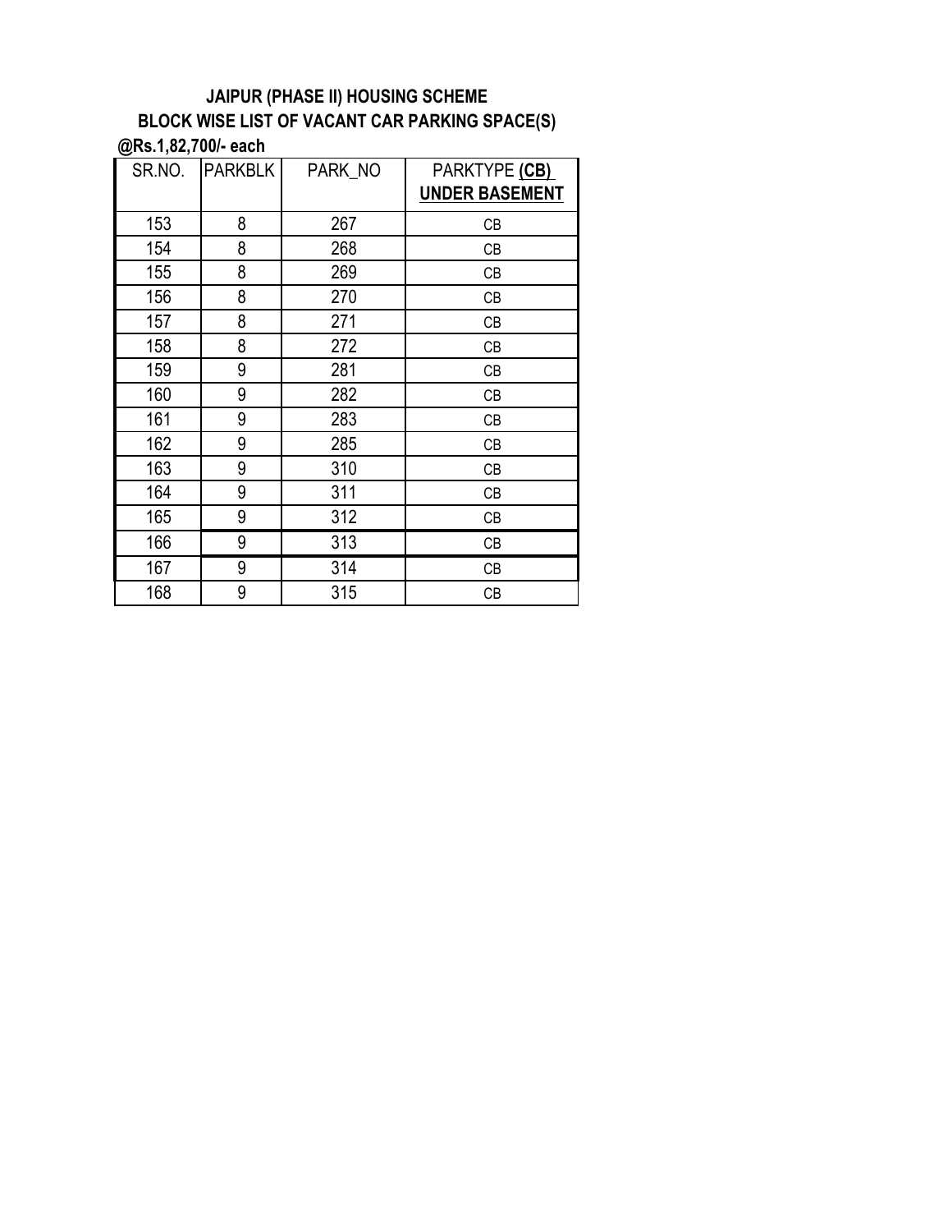**JAIPUR (PHASE II) HOUSING SCHEME**
**BLOCK WISE LIST OF VACANT CAR PARKING SPACE(S)**
**@Rs.1,82,700/- each**

| SR.NO. | PARKBLK | PARK_NO | PARKTYPE **(CB)** **UNDER BASEMENT** |
|---|---|---|---|
| 153 | 8 | 267 | CB |
| 154 | 8 | 268 | CB |
| 155 | 8 | 269 | CB |
| 156 | 8 | 270 | CB |
| 157 | 8 | 271 | CB |
| 158 | 8 | 272 | CB |
| 159 | 9 | 281 | CB |
| 160 | 9 | 282 | CB |
| 161 | 9 | 283 | CB |
| 162 | 9 | 285 | CB |
| 163 | 9 | 310 | CB |
| 164 | 9 | 311 | CB |
| 165 | 9 | 312 | CB |
| 166 | 9 | 313 | CB |
| 167 | 9 | 314 | CB |
| 168 | 9 | 315 | CB |